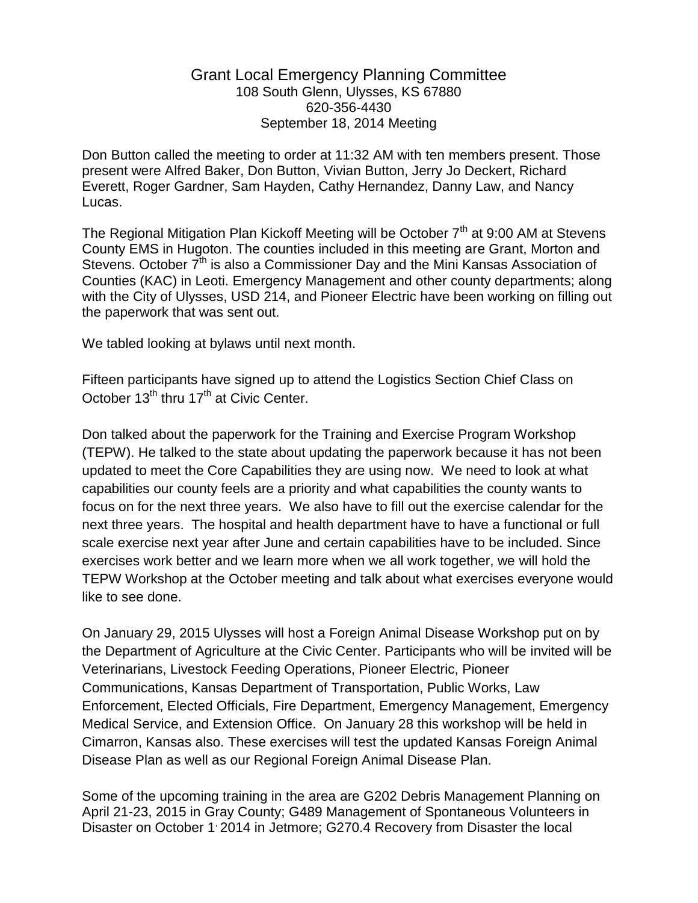# Grant Local Emergency Planning Committee

108 South Glenn, Ulysses, KS 67880
620-356-4430
September 18, 2014 Meeting

Don Button called the meeting to order at 11:32 AM with ten members present. Those present were Alfred Baker, Don Button, Vivian Button, Jerry Jo Deckert, Richard Everett, Roger Gardner, Sam Hayden, Cathy Hernandez, Danny Law, and Nancy Lucas.

The Regional Mitigation Plan Kickoff Meeting will be October 7th at 9:00 AM at Stevens County EMS in Hugoton. The counties included in this meeting are Grant, Morton and Stevens. October 7th is also a Commissioner Day and the Mini Kansas Association of Counties (KAC) in Leoti. Emergency Management and other county departments; along with the City of Ulysses, USD 214, and Pioneer Electric have been working on filling out the paperwork that was sent out.

We tabled looking at bylaws until next month.

Fifteen participants have signed up to attend the Logistics Section Chief Class on October 13th thru 17th at Civic Center.

Don talked about the paperwork for the Training and Exercise Program Workshop (TEPW). He talked to the state about updating the paperwork because it has not been updated to meet the Core Capabilities they are using now. We need to look at what capabilities our county feels are a priority and what capabilities the county wants to focus on for the next three years. We also have to fill out the exercise calendar for the next three years. The hospital and health department have to have a functional or full scale exercise next year after June and certain capabilities have to be included. Since exercises work better and we learn more when we all work together, we will hold the TEPW Workshop at the October meeting and talk about what exercises everyone would like to see done.

On January 29, 2015 Ulysses will host a Foreign Animal Disease Workshop put on by the Department of Agriculture at the Civic Center. Participants who will be invited will be Veterinarians, Livestock Feeding Operations, Pioneer Electric, Pioneer Communications, Kansas Department of Transportation, Public Works, Law Enforcement, Elected Officials, Fire Department, Emergency Management, Emergency Medical Service, and Extension Office. On January 28 this workshop will be held in Cimarron, Kansas also. These exercises will test the updated Kansas Foreign Animal Disease Plan as well as our Regional Foreign Animal Disease Plan.

Some of the upcoming training in the area are G202 Debris Management Planning on April 21-23, 2015 in Gray County; G489 Management of Spontaneous Volunteers in Disaster on October 1, 2014 in Jetmore; G270.4 Recovery from Disaster the local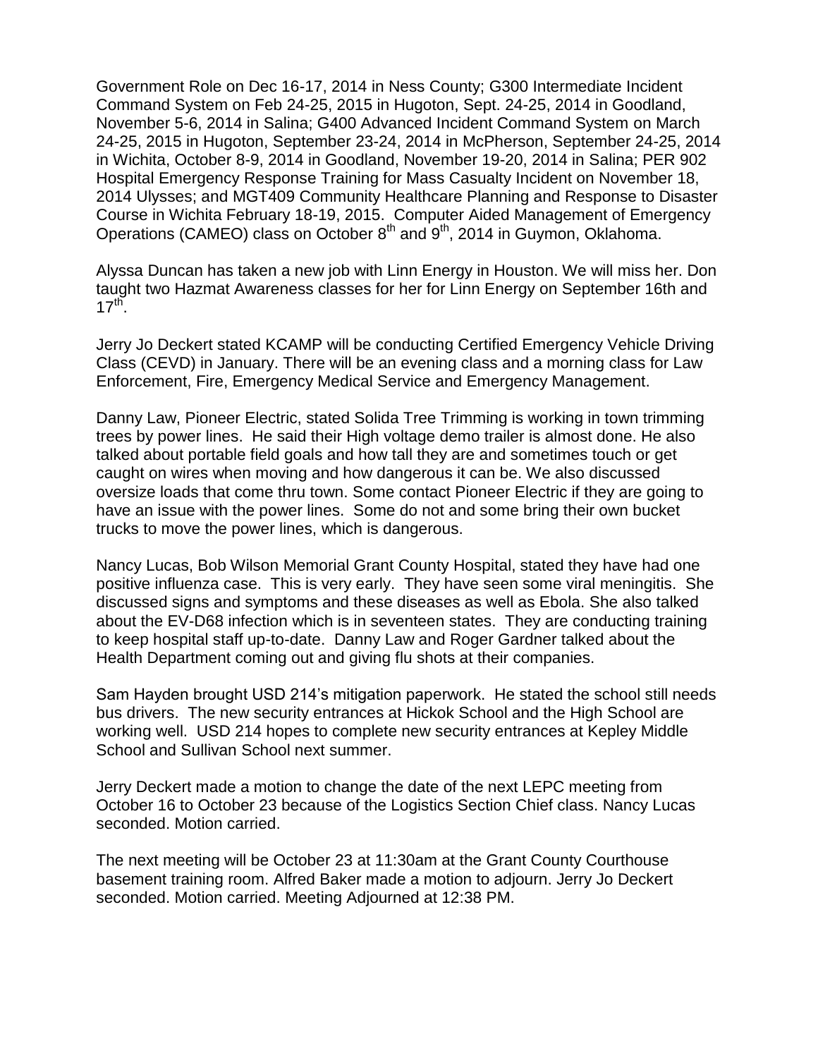Government Role on Dec 16-17, 2014 in Ness County; G300 Intermediate Incident Command System on Feb 24-25, 2015 in Hugoton, Sept. 24-25, 2014 in Goodland, November 5-6, 2014 in Salina; G400 Advanced Incident Command System on March 24-25, 2015 in Hugoton, September 23-24, 2014 in McPherson, September 24-25, 2014 in Wichita, October 8-9, 2014 in Goodland, November 19-20, 2014 in Salina; PER 902 Hospital Emergency Response Training for Mass Casualty Incident on November 18, 2014 Ulysses; and MGT409 Community Healthcare Planning and Response to Disaster Course in Wichita February 18-19, 2015. Computer Aided Management of Emergency Operations (CAMEO) class on October 8th and 9th, 2014 in Guymon, Oklahoma.

Alyssa Duncan has taken a new job with Linn Energy in Houston. We will miss her. Don taught two Hazmat Awareness classes for her for Linn Energy on September 16th and 17th.

Jerry Jo Deckert stated KCAMP will be conducting Certified Emergency Vehicle Driving Class (CEVD) in January. There will be an evening class and a morning class for Law Enforcement, Fire, Emergency Medical Service and Emergency Management.

Danny Law, Pioneer Electric, stated Solida Tree Trimming is working in town trimming trees by power lines. He said their High voltage demo trailer is almost done. He also talked about portable field goals and how tall they are and sometimes touch or get caught on wires when moving and how dangerous it can be. We also discussed oversize loads that come thru town. Some contact Pioneer Electric if they are going to have an issue with the power lines. Some do not and some bring their own bucket trucks to move the power lines, which is dangerous.

Nancy Lucas, Bob Wilson Memorial Grant County Hospital, stated they have had one positive influenza case. This is very early. They have seen some viral meningitis. She discussed signs and symptoms and these diseases as well as Ebola. She also talked about the EV-D68 infection which is in seventeen states. They are conducting training to keep hospital staff up-to-date. Danny Law and Roger Gardner talked about the Health Department coming out and giving flu shots at their companies.

Sam Hayden brought USD 214's mitigation paperwork. He stated the school still needs bus drivers. The new security entrances at Hickok School and the High School are working well. USD 214 hopes to complete new security entrances at Kepley Middle School and Sullivan School next summer.

Jerry Deckert made a motion to change the date of the next LEPC meeting from October 16 to October 23 because of the Logistics Section Chief class. Nancy Lucas seconded. Motion carried.

The next meeting will be October 23 at 11:30am at the Grant County Courthouse basement training room. Alfred Baker made a motion to adjourn. Jerry Jo Deckert seconded. Motion carried. Meeting Adjourned at 12:38 PM.